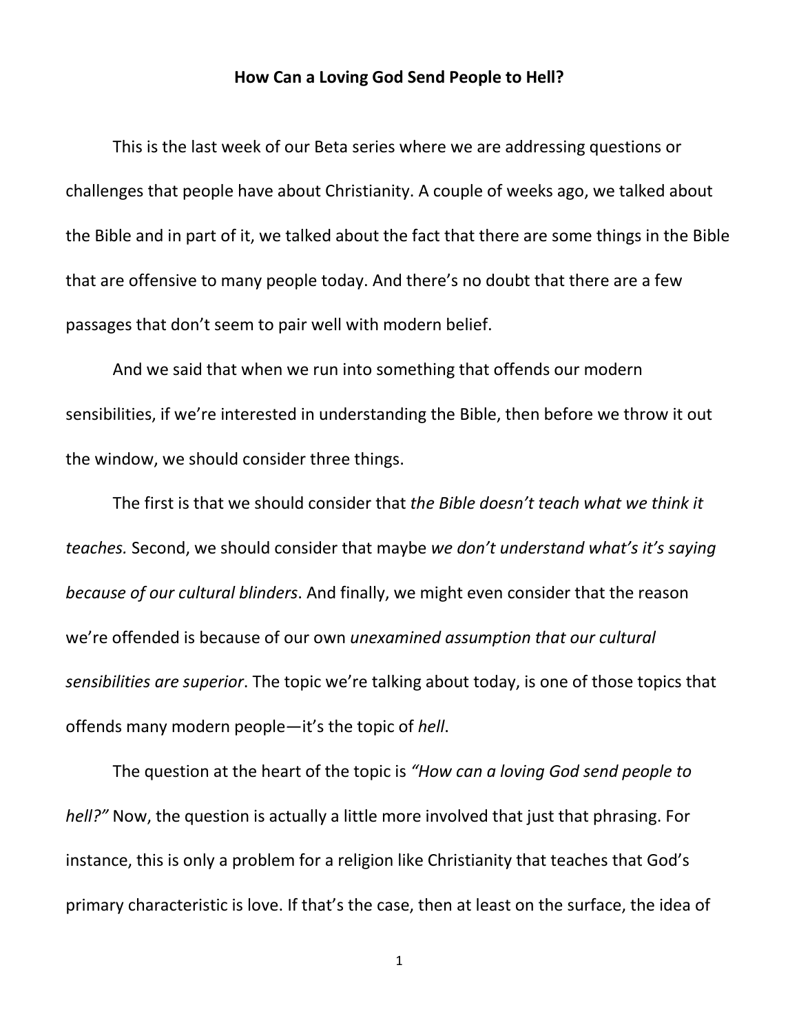# How Can a Loving God Send People to Hell?

This is the last week of our Beta series where we are addressing questions or challenges that people have about Christianity. A couple of weeks ago, we talked about the Bible and in part of it, we talked about the fact that there are some things in the Bible that are offensive to many people today. And there's no doubt that there are a few passages that don't seem to pair well with modern belief.

And we said that when we run into something that offends our modern sensibilities, if we're interested in understanding the Bible, then before we throw it out the window, we should consider three things.

The first is that we should consider that *the Bible doesn't teach what we think it teaches.* Second, we should consider that maybe *we don't understand what's it's saying because of our cultural blinders*. And finally, we might even consider that the reason we're offended is because of our own *unexamined assumption that our cultural sensibilities are superior*. The topic we're talking about today, is one of those topics that offends many modern people—it's the topic of *hell*.

The question at the heart of the topic is *"How can a loving God send people to hell?"* Now, the question is actually a little more involved that just that phrasing. For instance, this is only a problem for a religion like Christianity that teaches that God's primary characteristic is love. If that's the case, then at least on the surface, the idea of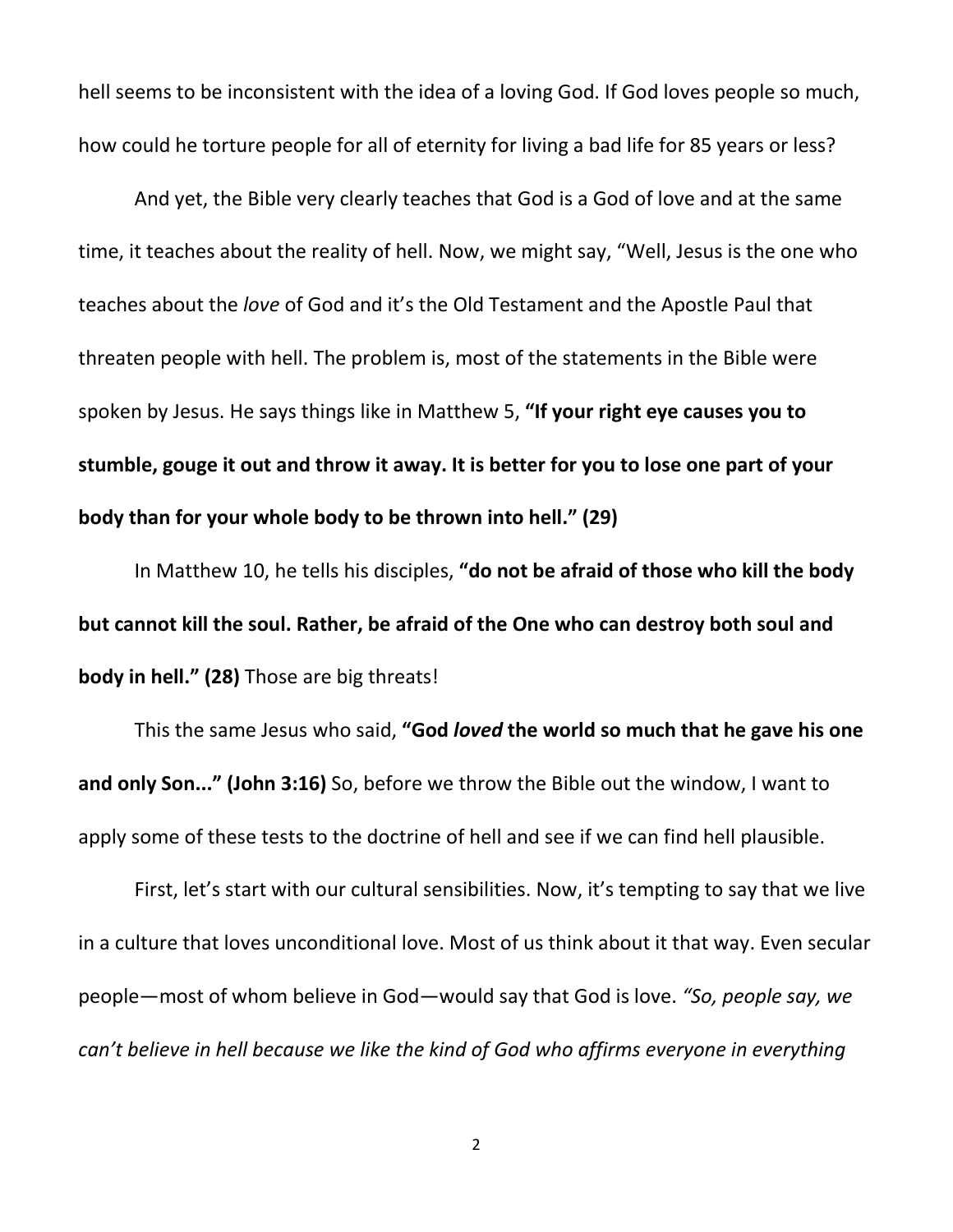hell seems to be inconsistent with the idea of a loving God. If God loves people so much, how could he torture people for all of eternity for living a bad life for 85 years or less?

And yet, the Bible very clearly teaches that God is a God of love and at the same time, it teaches about the reality of hell. Now, we might say, "Well, Jesus is the one who teaches about the *love* of God and it's the Old Testament and the Apostle Paul that threaten people with hell. The problem is, most of the statements in the Bible were spoken by Jesus. He says things like in Matthew 5, **"If your right eye causes you to stumble, gouge it out and throw it away. It is better for you to lose one part of your body than for your whole body to be thrown into hell." (29)**

In Matthew 10, he tells his disciples, **"do not be afraid of those who kill the body but cannot kill the soul. Rather, be afraid of the One who can destroy both soul and body in hell." (28)** Those are big threats!

This the same Jesus who said, **"God *loved* the world so much that he gave his one and only Son..." (John 3:16)** So, before we throw the Bible out the window, I want to apply some of these tests to the doctrine of hell and see if we can find hell plausible.

First, let's start with our cultural sensibilities. Now, it's tempting to say that we live in a culture that loves unconditional love. Most of us think about it that way. Even secular people—most of whom believe in God—would say that God is love. *"So, people say, we can't believe in hell because we like the kind of God who affirms everyone in everything*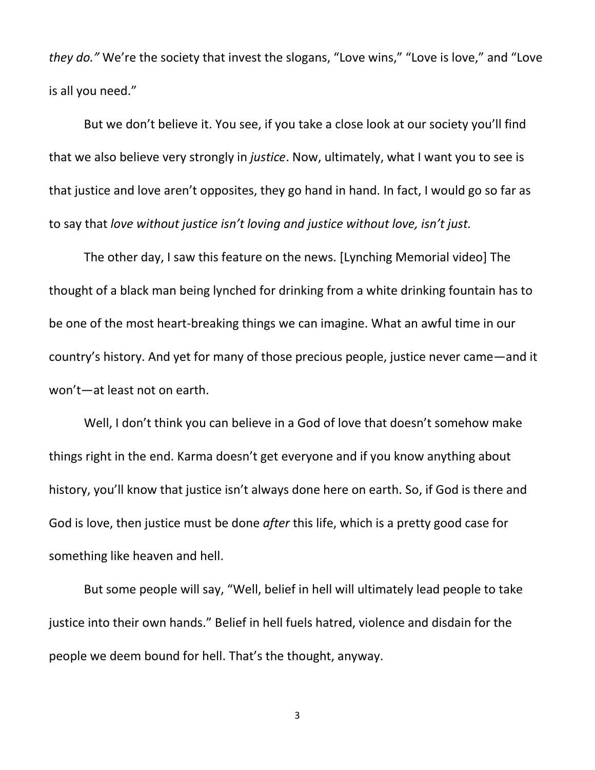*they do."* We're the society that invest the slogans, "Love wins," "Love is love," and "Love is all you need."

But we don't believe it. You see, if you take a close look at our society you'll find that we also believe very strongly in *justice*. Now, ultimately, what I want you to see is that justice and love aren't opposites, they go hand in hand. In fact, I would go so far as to say that *love without justice isn't loving and justice without love, isn't just.*

The other day, I saw this feature on the news. [Lynching Memorial video] The thought of a black man being lynched for drinking from a white drinking fountain has to be one of the most heart-breaking things we can imagine. What an awful time in our country's history. And yet for many of those precious people, justice never came—and it won't—at least not on earth.

Well, I don't think you can believe in a God of love that doesn't somehow make things right in the end. Karma doesn't get everyone and if you know anything about history, you'll know that justice isn't always done here on earth. So, if God is there and God is love, then justice must be done *after* this life, which is a pretty good case for something like heaven and hell.

But some people will say, "Well, belief in hell will ultimately lead people to take justice into their own hands." Belief in hell fuels hatred, violence and disdain for the people we deem bound for hell. That's the thought, anyway.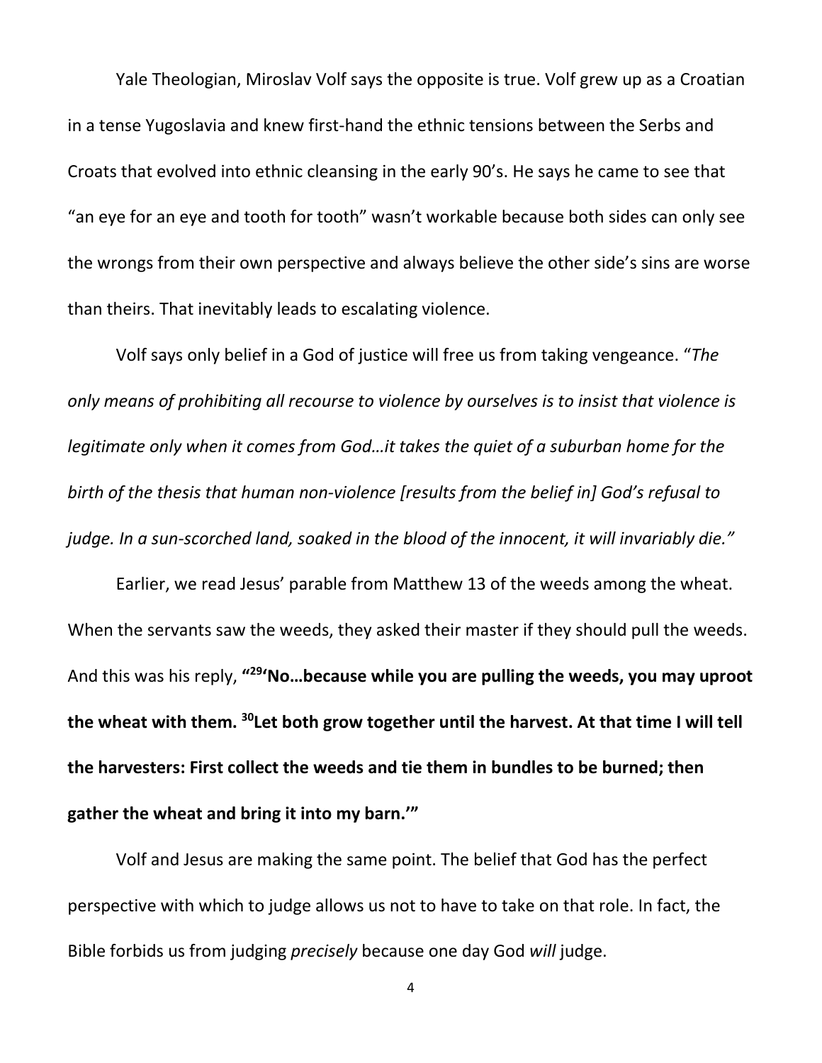Yale Theologian, Miroslav Volf says the opposite is true. Volf grew up as a Croatian in a tense Yugoslavia and knew first-hand the ethnic tensions between the Serbs and Croats that evolved into ethnic cleansing in the early 90's. He says he came to see that "an eye for an eye and tooth for tooth" wasn't workable because both sides can only see the wrongs from their own perspective and always believe the other side's sins are worse than theirs. That inevitably leads to escalating violence.

Volf says only belief in a God of justice will free us from taking vengeance. "*The only means of prohibiting all recourse to violence by ourselves is to insist that violence is legitimate only when it comes from God…it takes the quiet of a suburban home for the birth of the thesis that human non-violence [results from the belief in] God's refusal to judge. In a sun-scorched land, soaked in the blood of the innocent, it will invariably die."*

Earlier, we read Jesus' parable from Matthew 13 of the weeds among the wheat. When the servants saw the weeds, they asked their master if they should pull the weeds. And this was his reply, **"29'No…because while you are pulling the weeds, you may uproot the wheat with them. 30Let both grow together until the harvest. At that time I will tell the harvesters: First collect the weeds and tie them in bundles to be burned; then gather the wheat and bring it into my barn.'"**

Volf and Jesus are making the same point. The belief that God has the perfect perspective with which to judge allows us not to have to take on that role. In fact, the Bible forbids us from judging *precisely* because one day God *will* judge.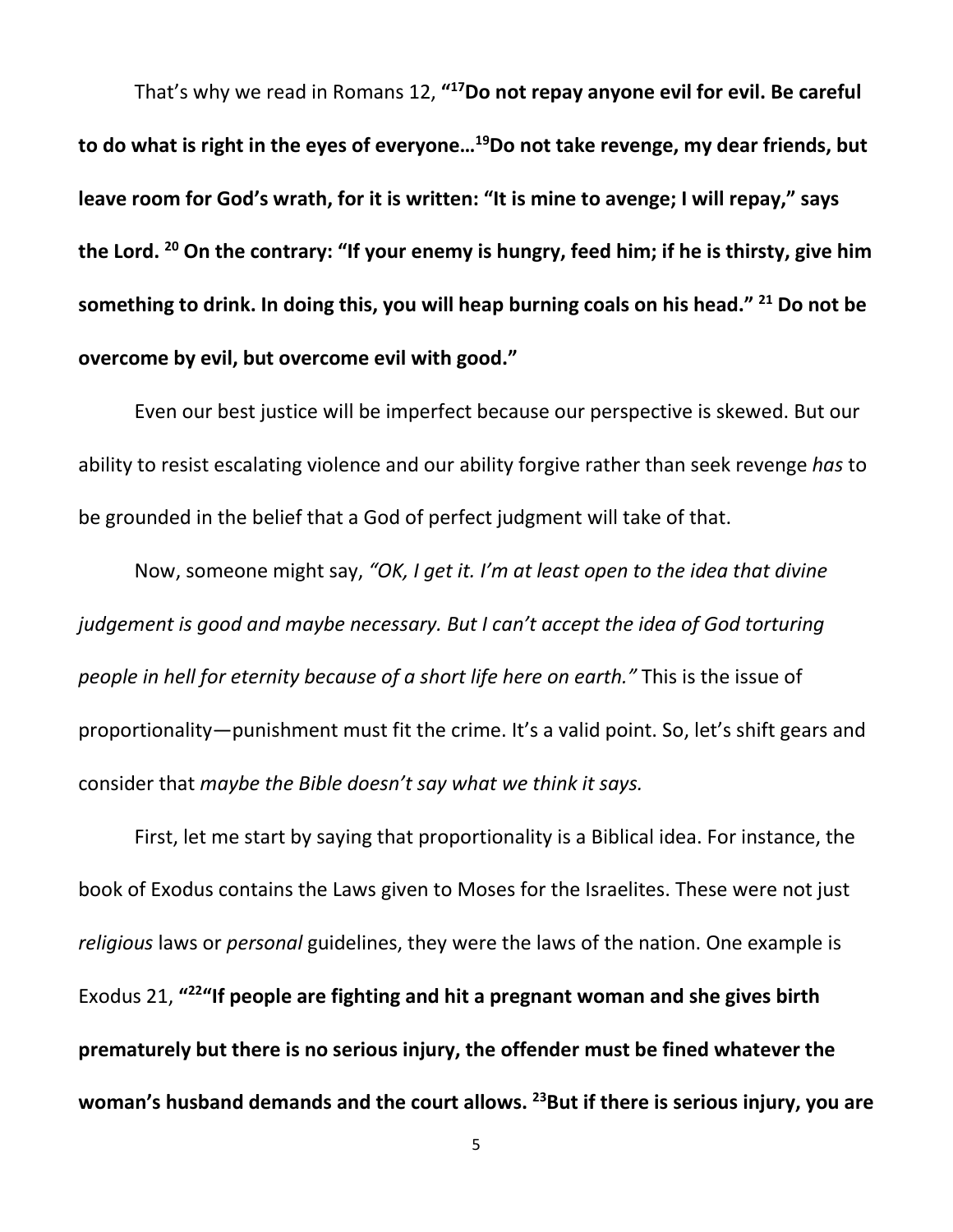That's why we read in Romans 12, **"[17]Do not repay anyone evil for evil. Be careful to do what is right in the eyes of everyone…[19]Do not take revenge, my dear friends, but leave room for God's wrath, for it is written: "It is mine to avenge; I will repay," says the Lord. [20] On the contrary: "If your enemy is hungry, feed him; if he is thirsty, give him something to drink. In doing this, you will heap burning coals on his head." [21] Do not be overcome by evil, but overcome evil with good."**

Even our best justice will be imperfect because our perspective is skewed. But our ability to resist escalating violence and our ability forgive rather than seek revenge *has* to be grounded in the belief that a God of perfect judgment will take of that.

Now, someone might say, *"OK, I get it. I'm at least open to the idea that divine judgement is good and maybe necessary. But I can't accept the idea of God torturing people in hell for eternity because of a short life here on earth."* This is the issue of proportionality—punishment must fit the crime. It's a valid point. So, let's shift gears and consider that *maybe the Bible doesn't say what we think it says.*

First, let me start by saying that proportionality is a Biblical idea. For instance, the book of Exodus contains the Laws given to Moses for the Israelites. These were not just *religious* laws or *personal* guidelines, they were the laws of the nation. One example is Exodus 21, **"[22]"If people are fighting and hit a pregnant woman and she gives birth prematurely but there is no serious injury, the offender must be fined whatever the woman's husband demands and the court allows. [23]But if there is serious injury, you are**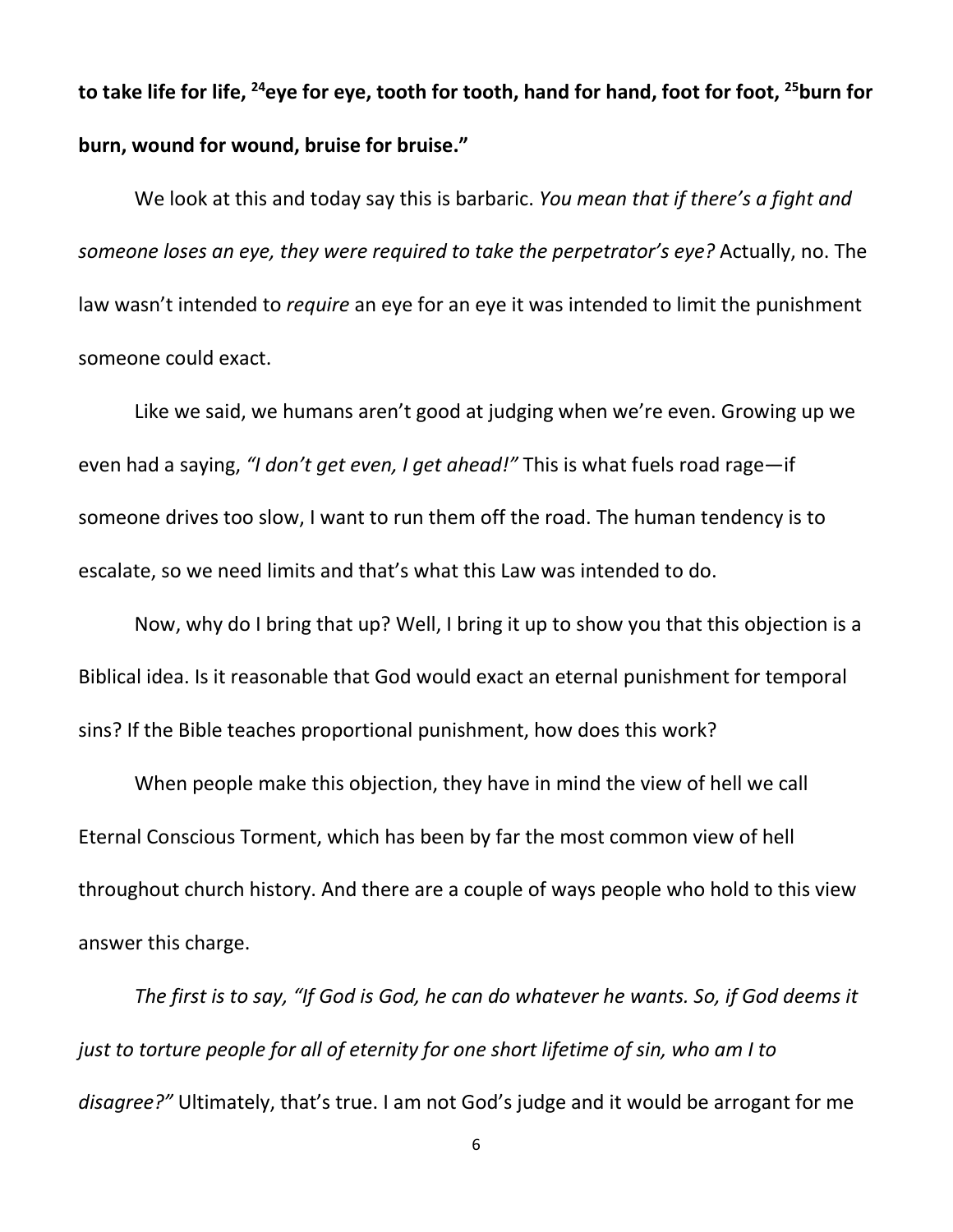**to take life for life, [24]eye for eye, tooth for tooth, hand for hand, foot for foot, [25]burn for burn, wound for wound, bruise for bruise."**

We look at this and today say this is barbaric. *You mean that if there's a fight and someone loses an eye, they were required to take the perpetrator's eye?* Actually, no. The law wasn't intended to *require* an eye for an eye it was intended to limit the punishment someone could exact.

Like we said, we humans aren't good at judging when we're even. Growing up we even had a saying, *"I don't get even, I get ahead!"* This is what fuels road rage—if someone drives too slow, I want to run them off the road. The human tendency is to escalate, so we need limits and that's what this Law was intended to do.

Now, why do I bring that up? Well, I bring it up to show you that this objection is a Biblical idea. Is it reasonable that God would exact an eternal punishment for temporal sins? If the Bible teaches proportional punishment, how does this work?

When people make this objection, they have in mind the view of hell we call Eternal Conscious Torment, which has been by far the most common view of hell throughout church history. And there are a couple of ways people who hold to this view answer this charge.

*The first is to say, "If God is God, he can do whatever he wants. So, if God deems it just to torture people for all of eternity for one short lifetime of sin, who am I to disagree?"* Ultimately, that's true. I am not God's judge and it would be arrogant for me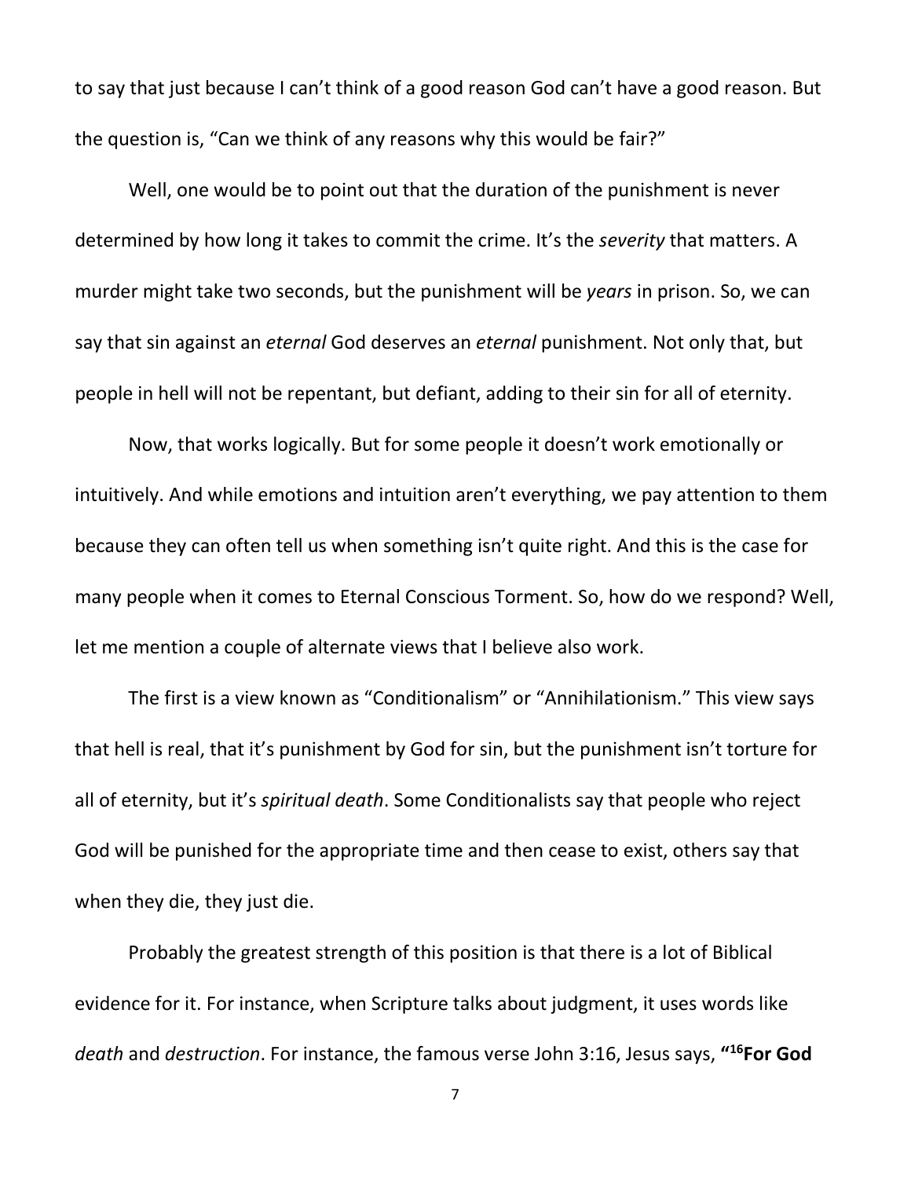to say that just because I can't think of a good reason God can't have a good reason. But the question is, "Can we think of any reasons why this would be fair?"

Well, one would be to point out that the duration of the punishment is never determined by how long it takes to commit the crime. It's the *severity* that matters. A murder might take two seconds, but the punishment will be *years* in prison. So, we can say that sin against an *eternal* God deserves an *eternal* punishment. Not only that, but people in hell will not be repentant, but defiant, adding to their sin for all of eternity.

Now, that works logically. But for some people it doesn't work emotionally or intuitively. And while emotions and intuition aren't everything, we pay attention to them because they can often tell us when something isn't quite right. And this is the case for many people when it comes to Eternal Conscious Torment. So, how do we respond? Well, let me mention a couple of alternate views that I believe also work.

The first is a view known as "Conditionalism" or "Annihilationism." This view says that hell is real, that it's punishment by God for sin, but the punishment isn't torture for all of eternity, but it's *spiritual death*. Some Conditionalists say that people who reject God will be punished for the appropriate time and then cease to exist, others say that when they die, they just die.

Probably the greatest strength of this position is that there is a lot of Biblical evidence for it. For instance, when Scripture talks about judgment, it uses words like *death* and *destruction*. For instance, the famous verse John 3:16, Jesus says, **"[16]For God**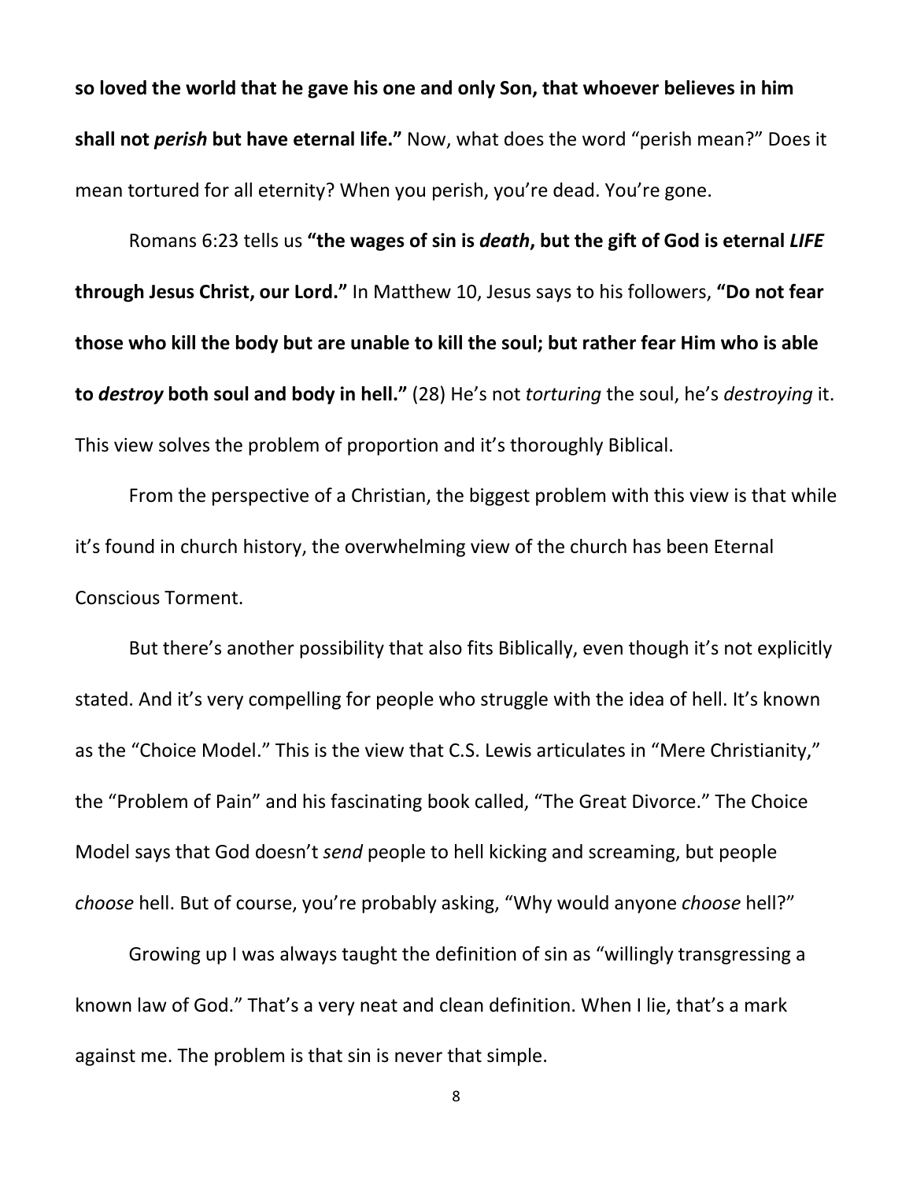**so loved the world that he gave his one and only Son, that whoever believes in him shall not *perish* but have eternal life."** Now, what does the word "perish mean?" Does it mean tortured for all eternity? When you perish, you're dead. You're gone.

Romans 6:23 tells us **"the wages of sin is *death*, but the gift of God is eternal *LIFE* through Jesus Christ, our Lord."** In Matthew 10, Jesus says to his followers, **"Do not fear those who kill the body but are unable to kill the soul; but rather fear Him who is able to *destroy* both soul and body in hell."** (28) He's not *torturing* the soul, he's *destroying* it. This view solves the problem of proportion and it's thoroughly Biblical.

From the perspective of a Christian, the biggest problem with this view is that while it's found in church history, the overwhelming view of the church has been Eternal Conscious Torment.

But there's another possibility that also fits Biblically, even though it's not explicitly stated. And it's very compelling for people who struggle with the idea of hell. It's known as the "Choice Model." This is the view that C.S. Lewis articulates in "Mere Christianity," the "Problem of Pain" and his fascinating book called, "The Great Divorce." The Choice Model says that God doesn't *send* people to hell kicking and screaming, but people *choose* hell. But of course, you're probably asking, "Why would anyone *choose* hell?"

Growing up I was always taught the definition of sin as "willingly transgressing a known law of God." That's a very neat and clean definition. When I lie, that's a mark against me. The problem is that sin is never that simple.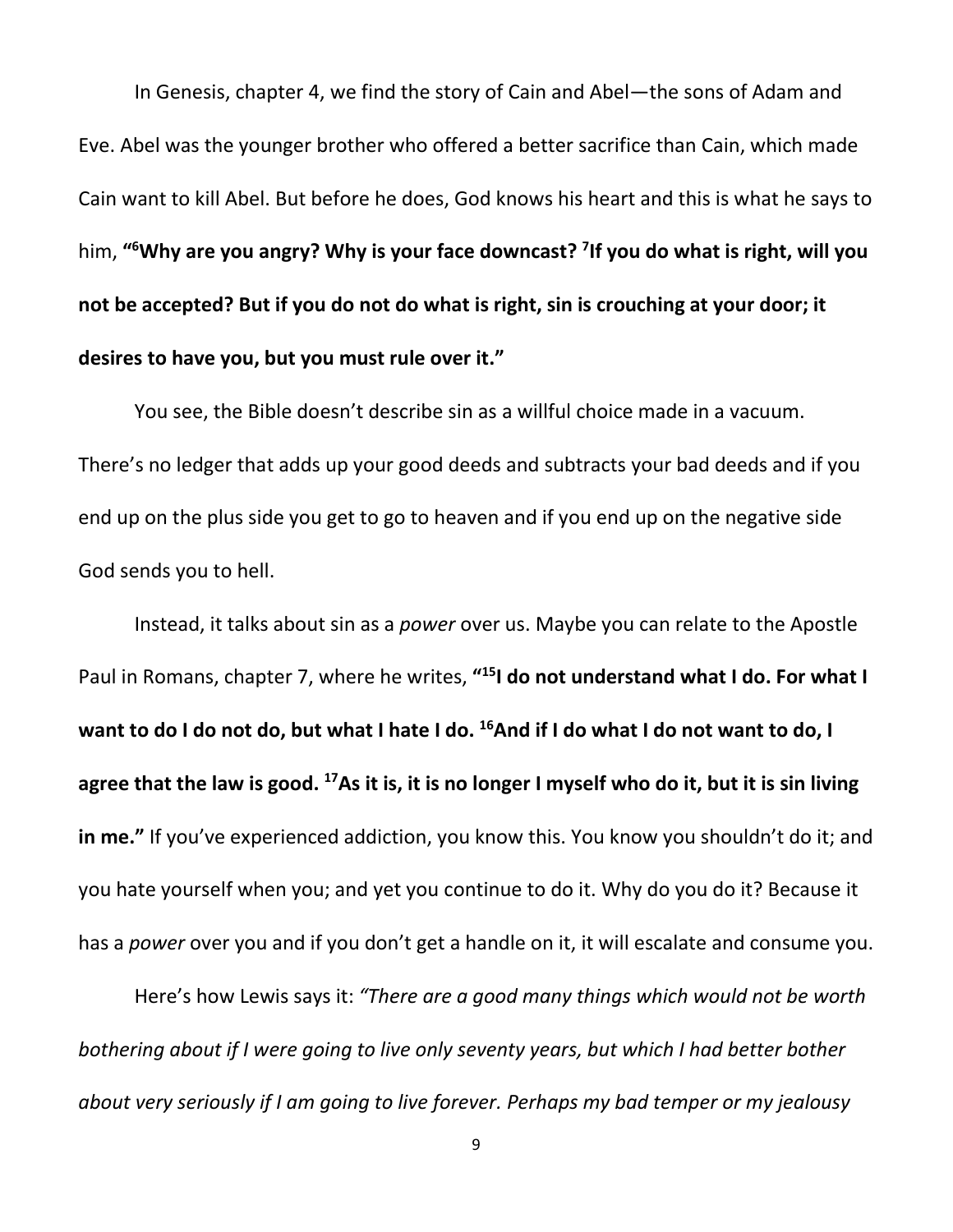In Genesis, chapter 4, we find the story of Cain and Abel—the sons of Adam and Eve. Abel was the younger brother who offered a better sacrifice than Cain, which made Cain want to kill Abel. But before he does, God knows his heart and this is what he says to him, **"[6]Why are you angry? Why is your face downcast? [7]If you do what is right, will you not be accepted? But if you do not do what is right, sin is crouching at your door; it desires to have you, but you must rule over it."**

You see, the Bible doesn't describe sin as a willful choice made in a vacuum. There's no ledger that adds up your good deeds and subtracts your bad deeds and if you end up on the plus side you get to go to heaven and if you end up on the negative side God sends you to hell.

Instead, it talks about sin as a *power* over us. Maybe you can relate to the Apostle Paul in Romans, chapter 7, where he writes, **"[15]I do not understand what I do. For what I want to do I do not do, but what I hate I do. [16]And if I do what I do not want to do, I agree that the law is good. [17]As it is, it is no longer I myself who do it, but it is sin living in me."** If you've experienced addiction, you know this. You know you shouldn't do it; and you hate yourself when you; and yet you continue to do it. Why do you do it? Because it has a *power* over you and if you don't get a handle on it, it will escalate and consume you.

Here's how Lewis says it: *"There are a good many things which would not be worth bothering about if I were going to live only seventy years, but which I had better bother about very seriously if I am going to live forever. Perhaps my bad temper or my jealousy*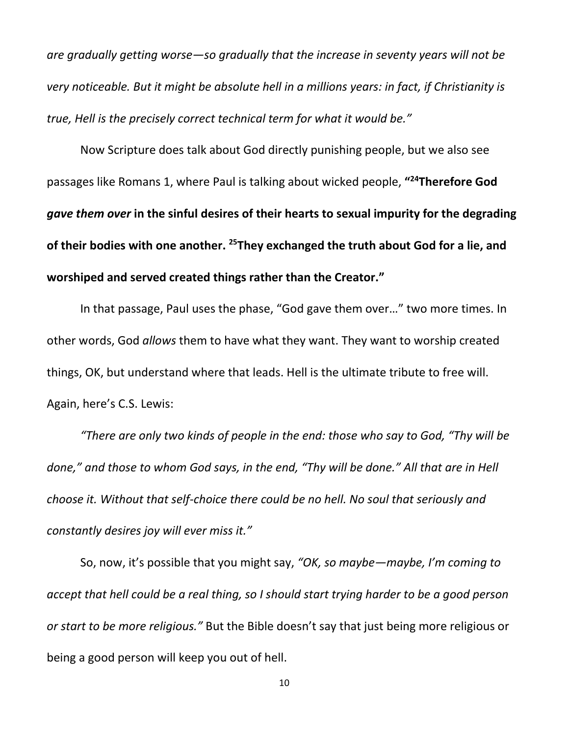*are gradually getting worse—so gradually that the increase in seventy years will not be very noticeable. But it might be absolute hell in a millions years: in fact, if Christianity is true, Hell is the precisely correct technical term for what it would be."*

Now Scripture does talk about God directly punishing people, but we also see passages like Romans 1, where Paul is talking about wicked people, **"[24]Therefore God *gave them over* in the sinful desires of their hearts to sexual impurity for the degrading of their bodies with one another. [25]They exchanged the truth about God for a lie, and worshiped and served created things rather than the Creator."**

In that passage, Paul uses the phase, "God gave them over…" two more times. In other words, God *allows* them to have what they want. They want to worship created things, OK, but understand where that leads. Hell is the ultimate tribute to free will. Again, here's C.S. Lewis:

*"There are only two kinds of people in the end: those who say to God, "Thy will be done," and those to whom God says, in the end, "Thy will be done." All that are in Hell choose it. Without that self-choice there could be no hell. No soul that seriously and constantly desires joy will ever miss it."*

So, now, it's possible that you might say, *"OK, so maybe—maybe, I'm coming to accept that hell could be a real thing, so I should start trying harder to be a good person or start to be more religious."* But the Bible doesn't say that just being more religious or being a good person will keep you out of hell.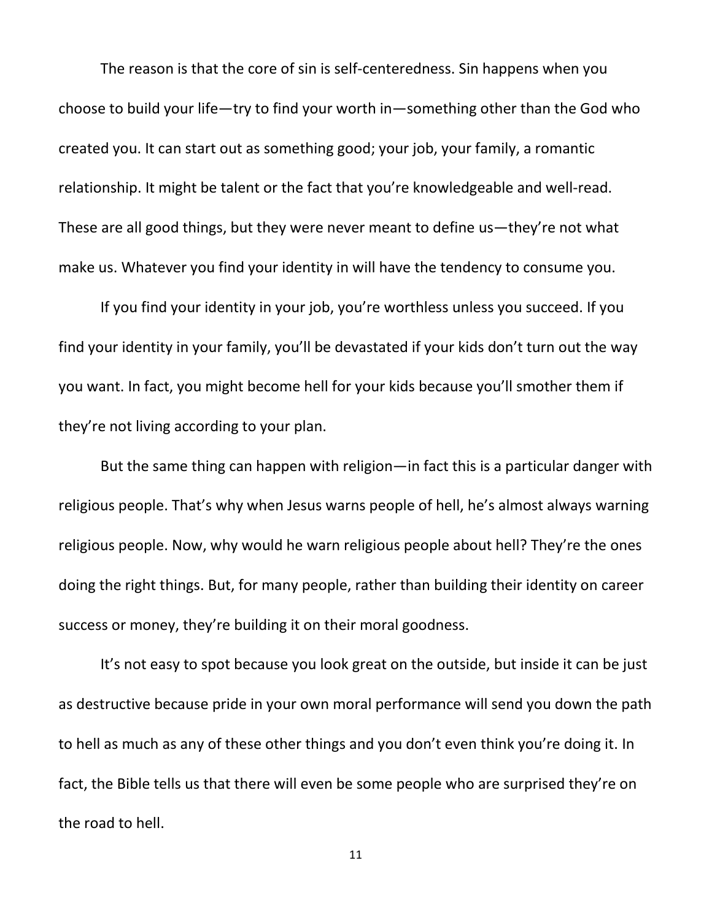The reason is that the core of sin is self-centeredness. Sin happens when you choose to build your life—try to find your worth in—something other than the God who created you. It can start out as something good; your job, your family, a romantic relationship. It might be talent or the fact that you're knowledgeable and well-read. These are all good things, but they were never meant to define us—they're not what make us. Whatever you find your identity in will have the tendency to consume you.

If you find your identity in your job, you're worthless unless you succeed. If you find your identity in your family, you'll be devastated if your kids don't turn out the way you want. In fact, you might become hell for your kids because you'll smother them if they're not living according to your plan.

But the same thing can happen with religion—in fact this is a particular danger with religious people. That's why when Jesus warns people of hell, he's almost always warning religious people. Now, why would he warn religious people about hell? They're the ones doing the right things. But, for many people, rather than building their identity on career success or money, they're building it on their moral goodness.

It's not easy to spot because you look great on the outside, but inside it can be just as destructive because pride in your own moral performance will send you down the path to hell as much as any of these other things and you don't even think you're doing it. In fact, the Bible tells us that there will even be some people who are surprised they're on the road to hell.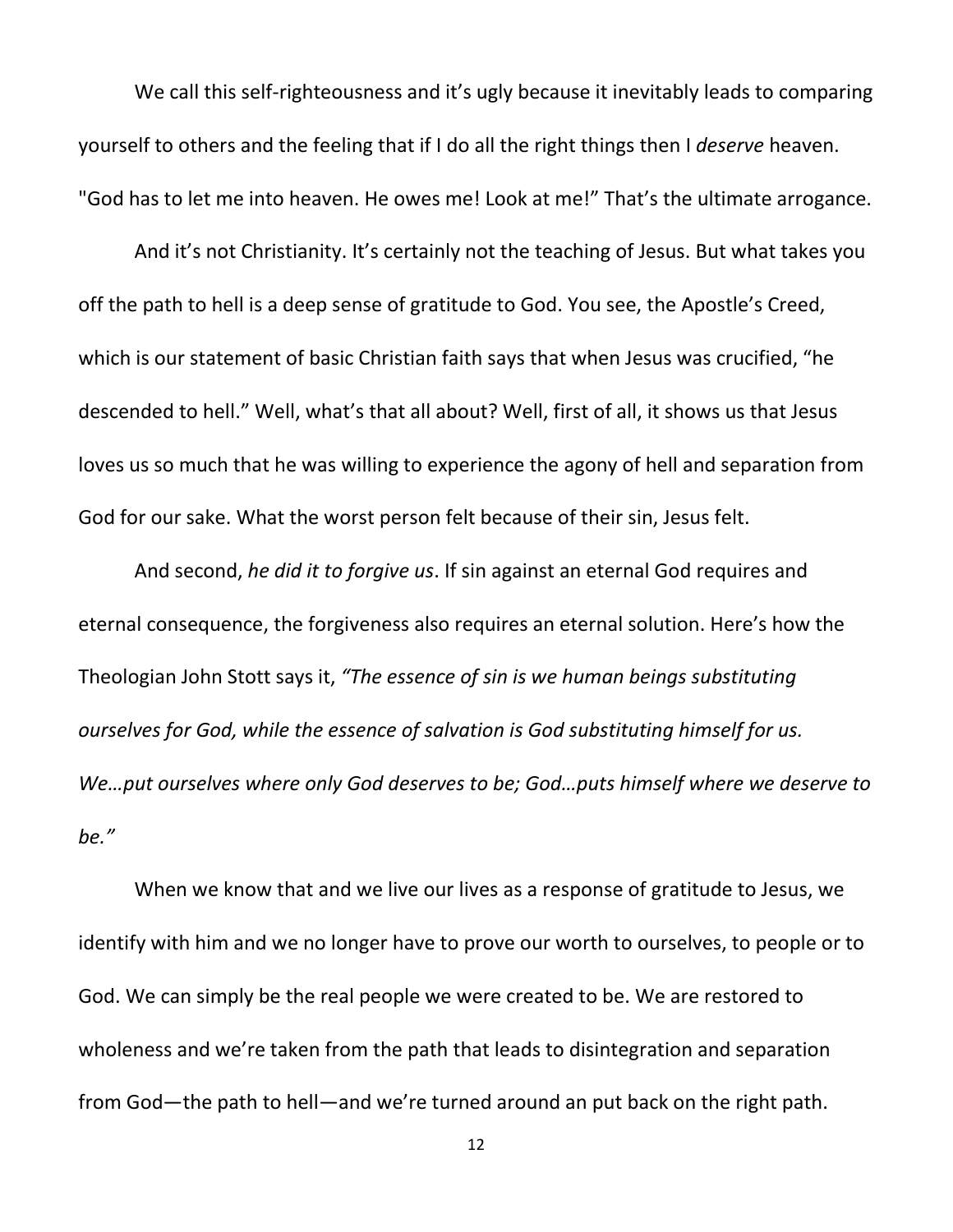We call this self-righteousness and it's ugly because it inevitably leads to comparing yourself to others and the feeling that if I do all the right things then I *deserve* heaven. "God has to let me into heaven. He owes me! Look at me!" That's the ultimate arrogance.

And it's not Christianity. It's certainly not the teaching of Jesus. But what takes you off the path to hell is a deep sense of gratitude to God. You see, the Apostle's Creed, which is our statement of basic Christian faith says that when Jesus was crucified, "he descended to hell." Well, what's that all about? Well, first of all, it shows us that Jesus loves us so much that he was willing to experience the agony of hell and separation from God for our sake. What the worst person felt because of their sin, Jesus felt.

And second, *he did it to forgive us*. If sin against an eternal God requires and eternal consequence, the forgiveness also requires an eternal solution. Here's how the Theologian John Stott says it, *"The essence of sin is we human beings substituting ourselves for God, while the essence of salvation is God substituting himself for us. We…put ourselves where only God deserves to be; God…puts himself where we deserve to be."*

When we know that and we live our lives as a response of gratitude to Jesus, we identify with him and we no longer have to prove our worth to ourselves, to people or to God. We can simply be the real people we were created to be. We are restored to wholeness and we're taken from the path that leads to disintegration and separation from God—the path to hell—and we're turned around an put back on the right path.